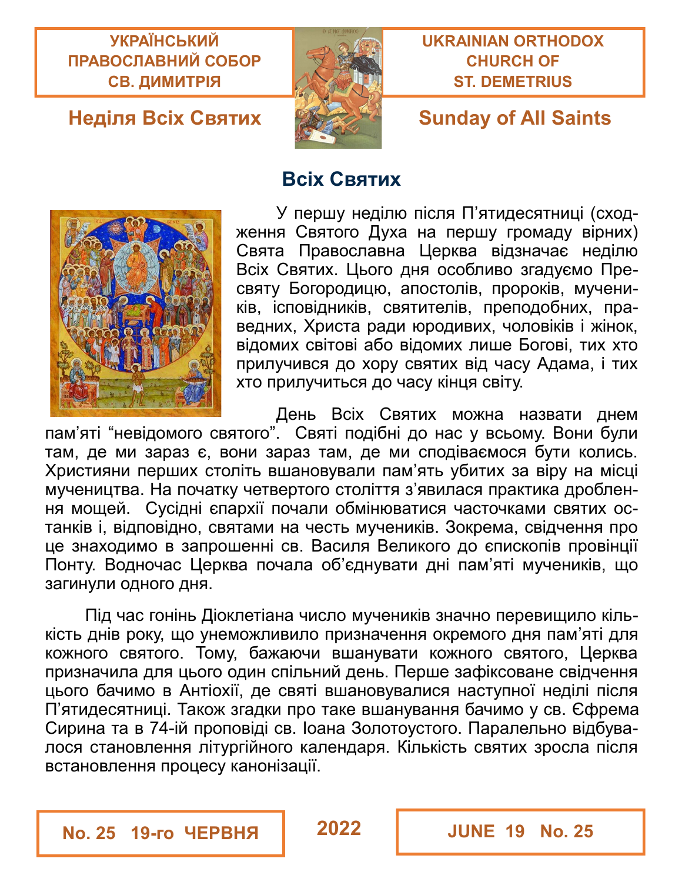**УКРАЇНСЬКИЙ ПРАВОСЛАВНИЙ СОБОР СВ. ДИМИТРІЯ**

**UKRAINIAN ORTHODOX CHURCH OF ST. DEMETRIUS**

## Неділя Всіх Святих

## Sunday of All Saints

# Всіх Святих

У першу неділю після П’ятидесятниці (сходження Святого Духа на першу громаду вірних) Свята Православна Церква відзначає неділю Всіх Святих. Цього дня особливо згадуємо Пресвяту Богородицю, апостолів, пророків, мучеників, ісповідників, святителів, преподобних, праведних, Христа ради юродивих, чоловіків і жінок, відомих світові або відомих лише Богові, тих хто прилучився до хору святих від часу Адама, і тих хто прилучиться до часу кінця світу.

День Всіх Святих можна назвати днем пам’яті “невідомого святого”. Святі подібні до нас у всьому. Вони були там, де ми зараз є, вони зараз там, де ми сподіваємося бути колись. Християни перших століть вшановували пам’ять убитих за віру на місці мучеництва. На початку четвертого століття з’явилася практика дроблення мощей. Сусідні єпархії почали обмінюватися часточками святих останків і, відповідно, святами на честь мучеників. Зокрема, свідчення про це знаходимо в запрошенні св. Василя Великого до єпископів провінції Понту. Водночас Церква почала об’єднувати дні пам’яті мучеників, що загинули одного дня.

Під час гонінь Діоклетіана число мучеників значно перевищило кількість днів року, що унеможливило призначення окремого дня пам’яті для кожного святого. Тому, бажаючи вшанувати кожного святого, Церква призначила для цього один спільний день. Перше зафіксоване свідчення цього бачимо в Антіохії, де святі вшановувалися наступної неділі після П’ятидесятниці. Також згадки про таке вшанування бачимо у св. Єфрема Сирина та в 74-ій проповіді св. Іоана Золотоустого. Паралельно відбувалося становлення літургійного календаря. Кількість святих зросла після встановлення процесу канонізації.

**No. 25 19-го ЧЕРВНЯ** **2022** **JUNE 19 No. 25**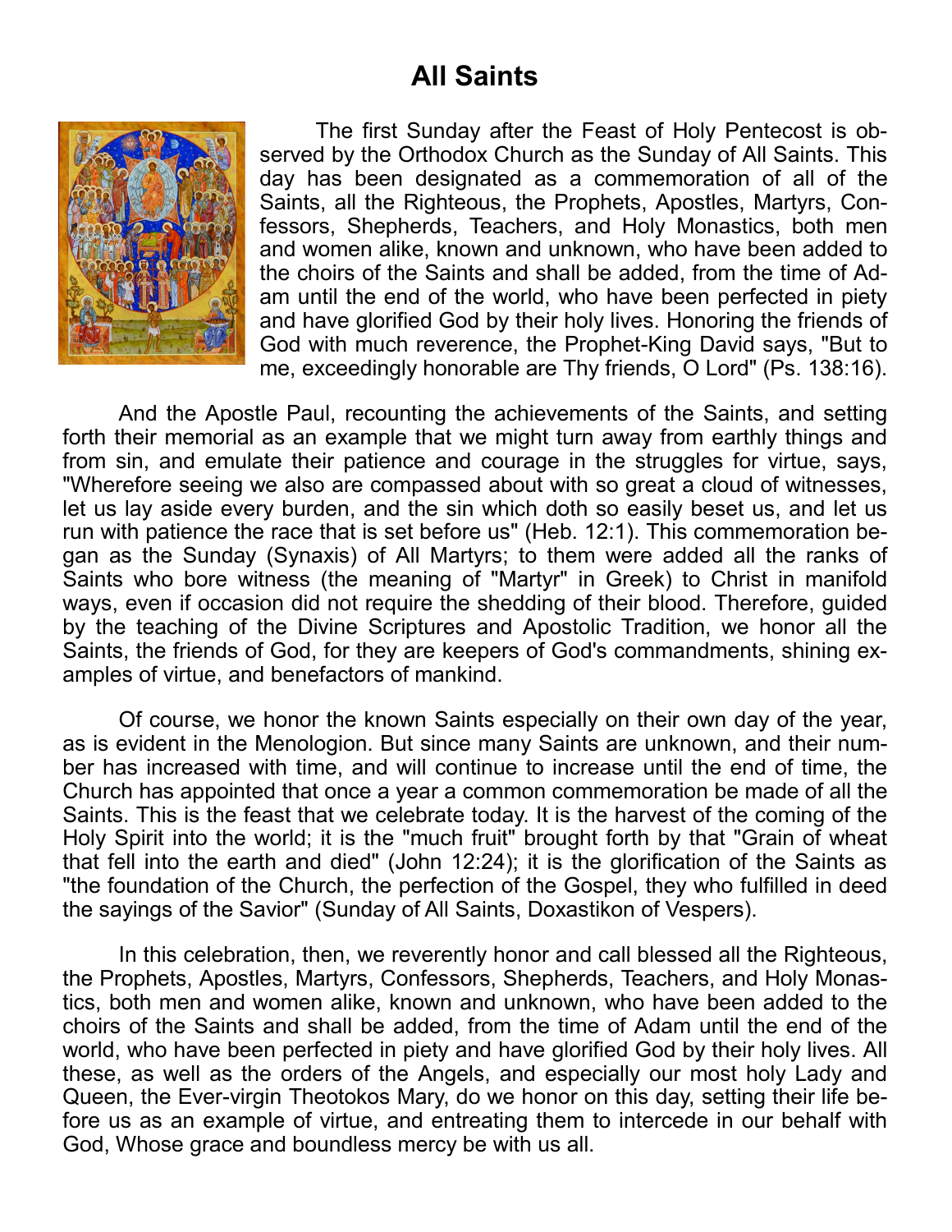# All Saints

The first Sunday after the Feast of Holy Pentecost is observed by the Orthodox Church as the Sunday of All Saints. This day has been designated as a commemoration of all of the Saints, all the Righteous, the Prophets, Apostles, Martyrs, Confessors, Shepherds, Teachers, and Holy Monastics, both men and women alike, known and unknown, who have been added to the choirs of the Saints and shall be added, from the time of Adam until the end of the world, who have been perfected in piety and have glorified God by their holy lives. Honoring the friends of God with much reverence, the Prophet-King David says, "But to me, exceedingly honorable are Thy friends, O Lord" (Ps. 138:16).

And the Apostle Paul, recounting the achievements of the Saints, and setting forth their memorial as an example that we might turn away from earthly things and from sin, and emulate their patience and courage in the struggles for virtue, says, "Wherefore seeing we also are compassed about with so great a cloud of witnesses, let us lay aside every burden, and the sin which doth so easily beset us, and let us run with patience the race that is set before us" (Heb. 12:1). This commemoration began as the Sunday (Synaxis) of All Martyrs; to them were added all the ranks of Saints who bore witness (the meaning of "Martyr" in Greek) to Christ in manifold ways, even if occasion did not require the shedding of their blood. Therefore, guided by the teaching of the Divine Scriptures and Apostolic Tradition, we honor all the Saints, the friends of God, for they are keepers of God's commandments, shining examples of virtue, and benefactors of mankind.

Of course, we honor the known Saints especially on their own day of the year, as is evident in the Menologion. But since many Saints are unknown, and their number has increased with time, and will continue to increase until the end of time, the Church has appointed that once a year a common commemoration be made of all the Saints. This is the feast that we celebrate today. It is the harvest of the coming of the Holy Spirit into the world; it is the "much fruit" brought forth by that "Grain of wheat that fell into the earth and died" (John 12:24); it is the glorification of the Saints as "the foundation of the Church, the perfection of the Gospel, they who fulfilled in deed the sayings of the Savior" (Sunday of All Saints, Doxastikon of Vespers).

In this celebration, then, we reverently honor and call blessed all the Righteous, the Prophets, Apostles, Martyrs, Confessors, Shepherds, Teachers, and Holy Monastics, both men and women alike, known and unknown, who have been added to the choirs of the Saints and shall be added, from the time of Adam until the end of the world, who have been perfected in piety and have glorified God by their holy lives. All these, as well as the orders of the Angels, and especially our most holy Lady and Queen, the Ever-virgin Theotokos Mary, do we honor on this day, setting their life before us as an example of virtue, and entreating them to intercede in our behalf with God, Whose grace and boundless mercy be with us all.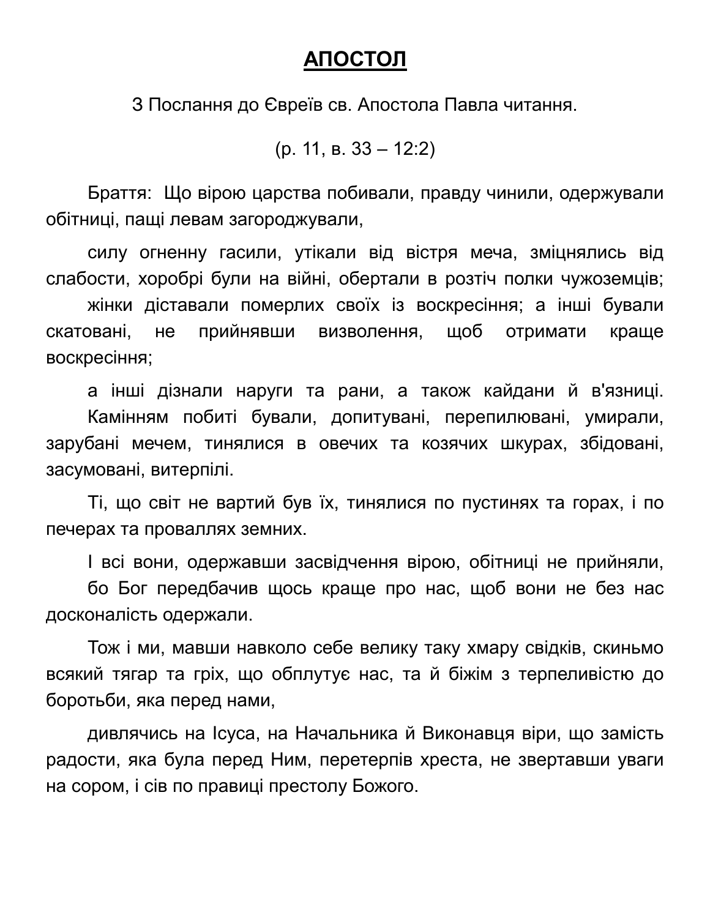# АПОСТОЛ

З Послання до Євреїв св. Апостола Павла читання.

(р. 11, в. 33 – 12:2)

Браття: Що вірою царства побивали, правду чинили, одержували обітниці, пащі левам загороджували,

силу огненну гасили, утікали від вістря меча, зміцнялись від слабости, хоробрі були на війні, обертали в розтіч полки чужоземців; жінки діставали померлих своїх із воскресіння; а інші бували скатовані, не прийнявши визволення, щоб отримати краще воскресіння;

а інші дізнали наруги та рани, а також кайдани й в'язниці. Камінням побиті бували, допитувані, перепилювані, умирали, зарубані мечем, тинялися в овечих та козячих шкурах, збідовані, засумовані, витерпілі.

Ті, що світ не вартий був їх, тинялися по пустинях та горах, і по печерах та проваллях земних.

І всі вони, одержавши засвідчення вірою, обітниці не прийняли, бо Бог передбачив щось краще про нас, щоб вони не без нас досконалість одержали.

Тож і ми, мавши навколо себе велику таку хмару свідків, скиньмо всякий тягар та гріх, що обплутує нас, та й біжім з терпеливістю до боротьби, яка перед нами,

дивлячись на Ісуса, на Начальника й Виконавця віри, що замість радости, яка була перед Ним, перетерпів хреста, не звертавши уваги на сором, і сів по правиці престолу Божого.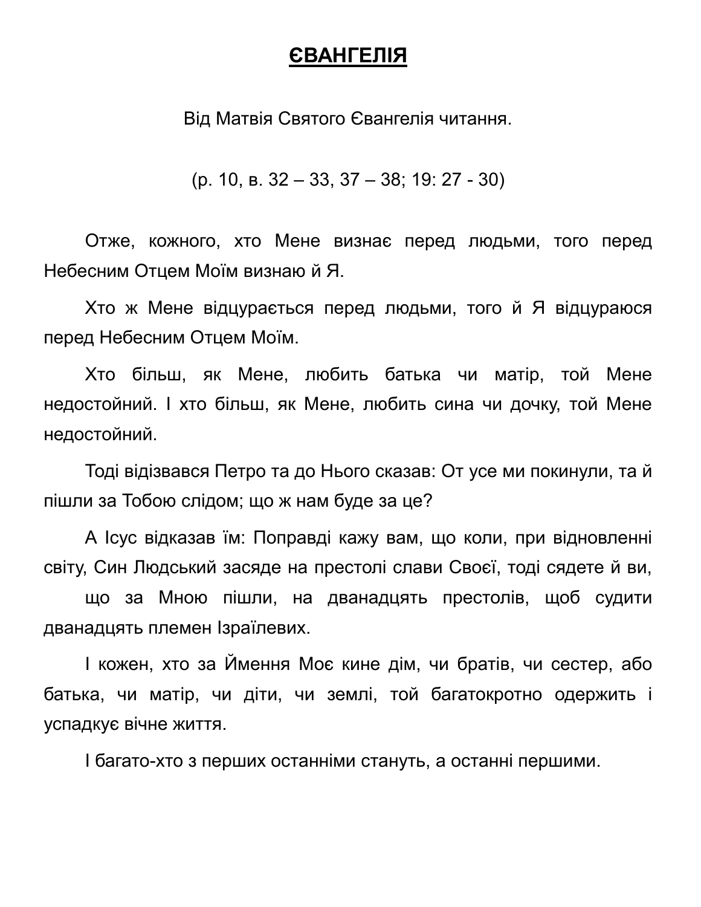# ЄВАНГЕЛІЯ

Від Матвія Святого Євангелія читання.

(р. 10, в. 32 – 33, 37 – 38; 19: 27 - 30)

Отже, кожного, хто Мене визнає перед людьми, того перед Небесним Отцем Моїм визнаю й Я.

Хто ж Мене відцурається перед людьми, того й Я відцураюся перед Небесним Отцем Моїм.

Хто більш, як Мене, любить батька чи матір, той Мене недостойний. І хто більш, як Мене, любить сина чи дочку, той Мене недостойний.

Тоді відізвався Петро та до Нього сказав: От усе ми покинули, та й пішли за Тобою слідом; що ж нам буде за це?

А Ісус відказав їм: Поправді кажу вам, що коли, при відновленні світу, Син Людський засяде на престолі слави Своєї, тоді сядете й ви,

що за Мною пішли, на дванадцять престолів, щоб судити дванадцять племен Ізраїлевих.

І кожен, хто за Ймення Моє кине дім, чи братів, чи сестер, або батька, чи матір, чи діти, чи землі, той багатократно одержить і успадкує вічне життя.

І багато-хто з перших останніми стануть, а останні першими.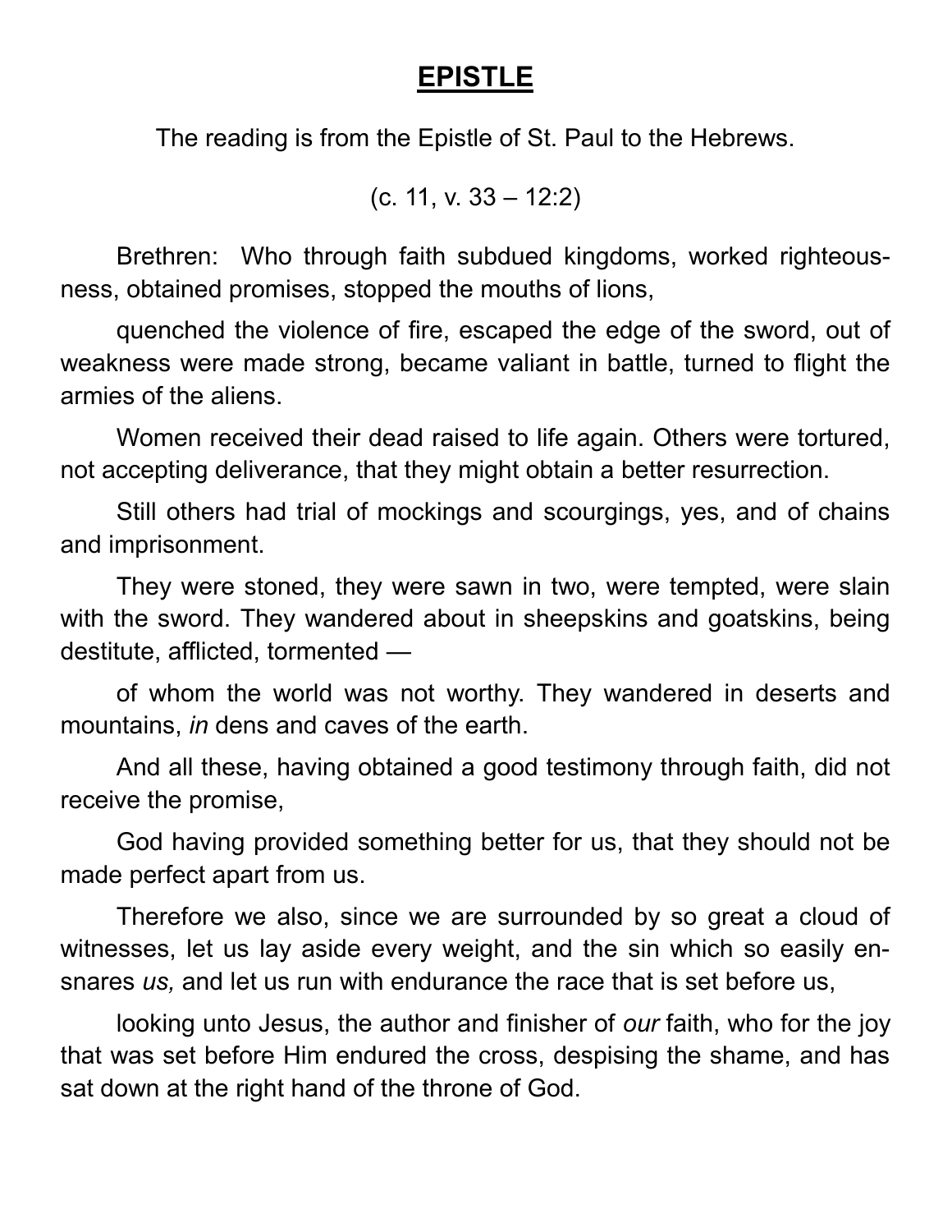# **EPISTLE**

The reading is from the Epistle of St. Paul to the Hebrews.

(c. 11, v. 33 – 12:2)

Brethren: Who through faith subdued kingdoms, worked righteousness, obtained promises, stopped the mouths of lions,

quenched the violence of fire, escaped the edge of the sword, out of weakness were made strong, became valiant in battle, turned to flight the armies of the aliens.

Women received their dead raised to life again. Others were tortured, not accepting deliverance, that they might obtain a better resurrection.

Still others had trial of mockings and scourgings, yes, and of chains and imprisonment.

They were stoned, they were sawn in two, were tempted, were slain with the sword. They wandered about in sheepskins and goatskins, being destitute, afflicted, tormented —

of whom the world was not worthy. They wandered in deserts and mountains, *in* dens and caves of the earth.

And all these, having obtained a good testimony through faith, did not receive the promise,

God having provided something better for us, that they should not be made perfect apart from us.

Therefore we also, since we are surrounded by so great a cloud of witnesses, let us lay aside every weight, and the sin which so easily ensnares *us,* and let us run with endurance the race that is set before us,

looking unto Jesus, the author and finisher of *our* faith, who for the joy that was set before Him endured the cross, despising the shame, and has sat down at the right hand of the throne of God.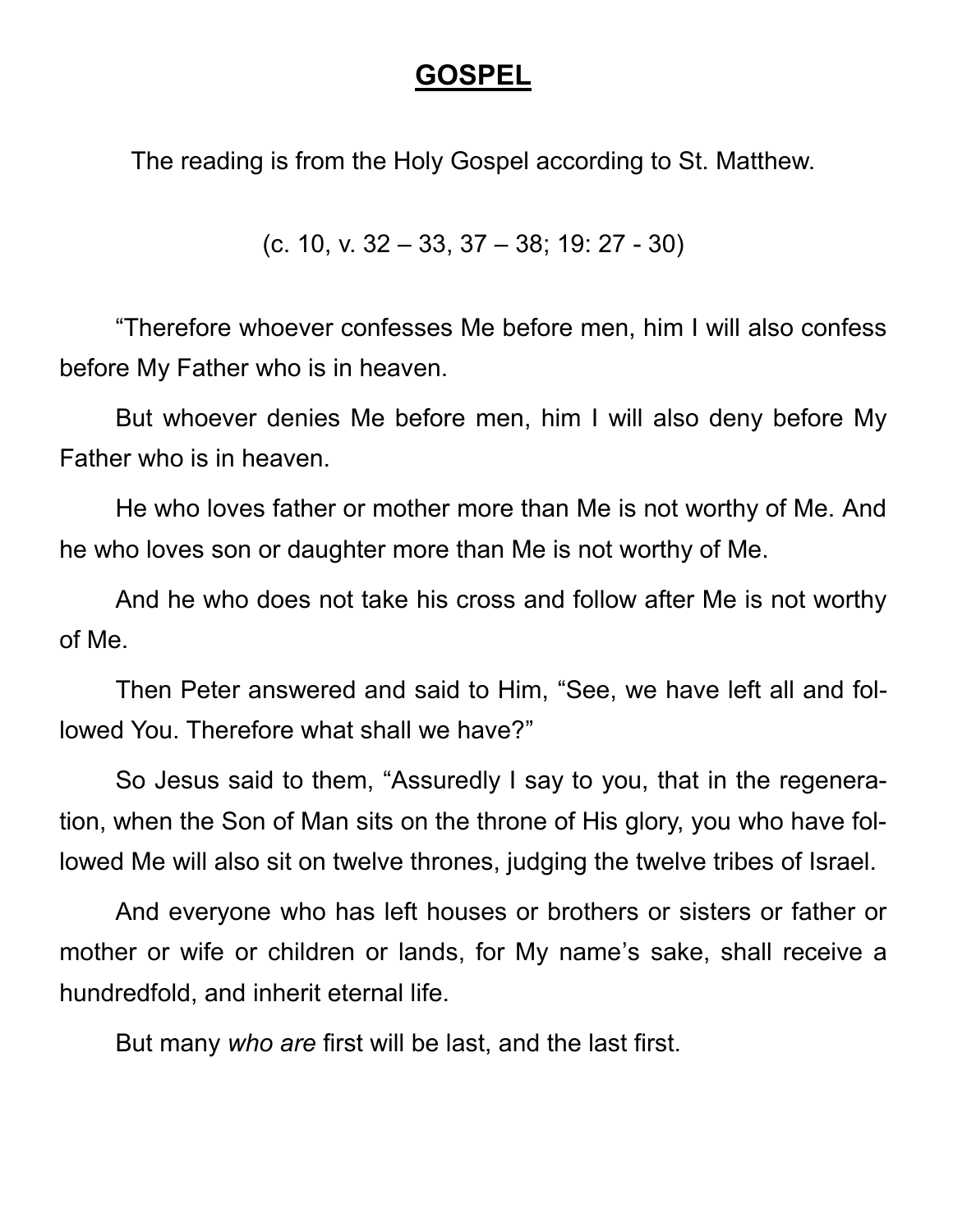# GOSPEL

The reading is from the Holy Gospel according to St. Matthew.

(c. 10, v. 32 – 33, 37 – 38; 19: 27 - 30)

"Therefore whoever confesses Me before men, him I will also confess before My Father who is in heaven.

But whoever denies Me before men, him I will also deny before My Father who is in heaven.

He who loves father or mother more than Me is not worthy of Me. And he who loves son or daughter more than Me is not worthy of Me.

And he who does not take his cross and follow after Me is not worthy of Me.

Then Peter answered and said to Him, "See, we have left all and followed You. Therefore what shall we have?"

So Jesus said to them, "Assuredly I say to you, that in the regeneration, when the Son of Man sits on the throne of His glory, you who have followed Me will also sit on twelve thrones, judging the twelve tribes of Israel.

And everyone who has left houses or brothers or sisters or father or mother or wife or children or lands, for My name's sake, shall receive a hundredfold, and inherit eternal life.

But many *who are* first will be last, and the last first.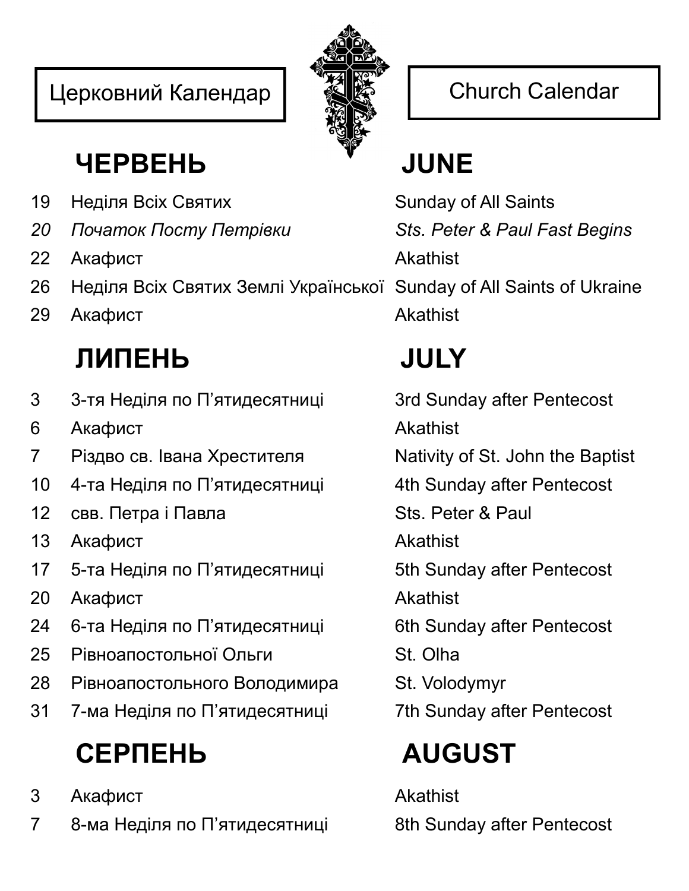Церковний Календар | Church Calendar

## ЧЕРВЕНЬ / JUNE

| | | |
|---|---|---|
| 19 | Неділя Всіх Святих | Sunday of All Saints |
| *20* | *Початок Посту Петрівки* | *Sts. Peter & Paul Fast Begins* |
| 22 | Акафист | Akathist |
| 26 | Неділя Всіх Святих Землі Української | Sunday of All Saints of Ukraine |
| 29 | Акафист | Akathist |

## ЛИПЕНЬ / JULY

| | | |
|---|---|---|
| 3 | 3-тя Неділя по П’ятидесятниці | 3rd Sunday after Pentecost |
| 6 | Акафист | Akathist |
| 7 | Різдво св. Івана Хрестителя | Nativity of St. John the Baptist |
| 10 | 4-та Неділя по П’ятидесятниці | 4th Sunday after Pentecost |
| 12 | свв. Петра і Павла | Sts. Peter & Paul |
| 13 | Акафист | Akathist |
| 17 | 5-та Неділя по П’ятидесятниці | 5th Sunday after Pentecost |
| 20 | Акафист | Akathist |
| 24 | 6-та Неділя по П’ятидесятниці | 6th Sunday after Pentecost |
| 25 | Рівноапостольної Ольги | St. Olha |
| 28 | Рівноапостольного Володимира | St. Volodymyr |
| 31 | 7-ма Неділя по П’ятидесятниці | 7th Sunday after Pentecost |

## СЕРПЕНЬ / AUGUST

| | | |
|---|---|---|
| 3 | Акафист | Akathist |
| 7 | 8-ма Неділя по П’ятидесятниці | 8th Sunday after Pentecost |